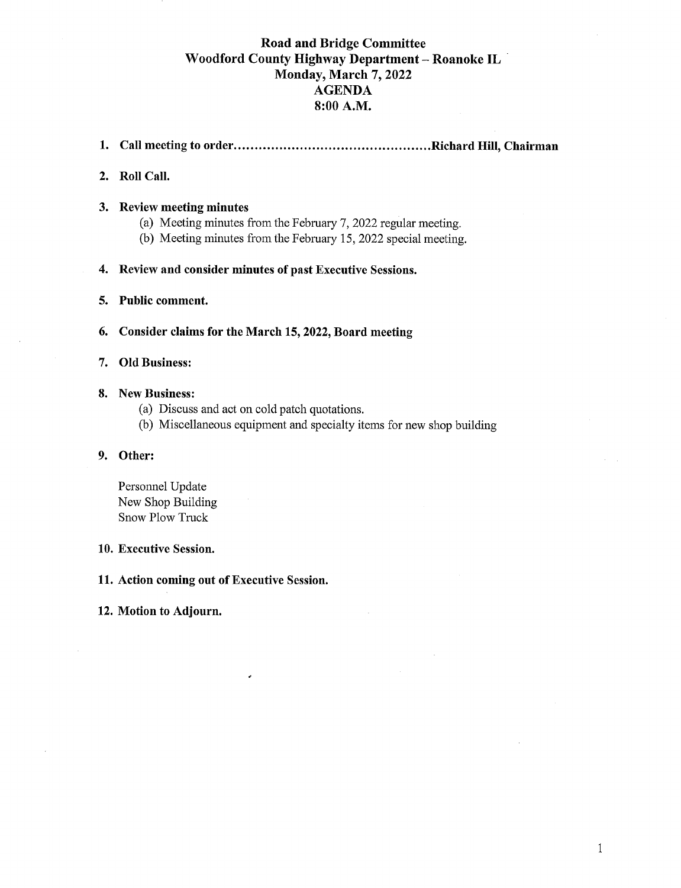# Road and Bridge Committee
## Woodford County Highway Department – Roanoke IL
## Monday, March 7, 2022
## AGENDA
## 8:00 A.M.

1. **Call meeting to order..............................................Richard Hill, Chairman**

2. **Roll Call.**

3. **Review meeting minutes**
   (a) Meeting minutes from the February 7, 2022 regular meeting.
   (b) Meeting minutes from the February 15, 2022 special meeting.

4. **Review and consider minutes of past Executive Sessions.**

5. **Public comment.**

6. **Consider claims for the March 15, 2022, Board meeting**

7. **Old Business:**

8. **New Business:**
   (a) Discuss and act on cold patch quotations.
   (b) Miscellaneous equipment and specialty items for new shop building

9. **Other:**

   Personnel Update
   New Shop Building
   Snow Plow Truck

10. **Executive Session.**

11. **Action coming out of Executive Session.**

12. **Motion to Adjourn.**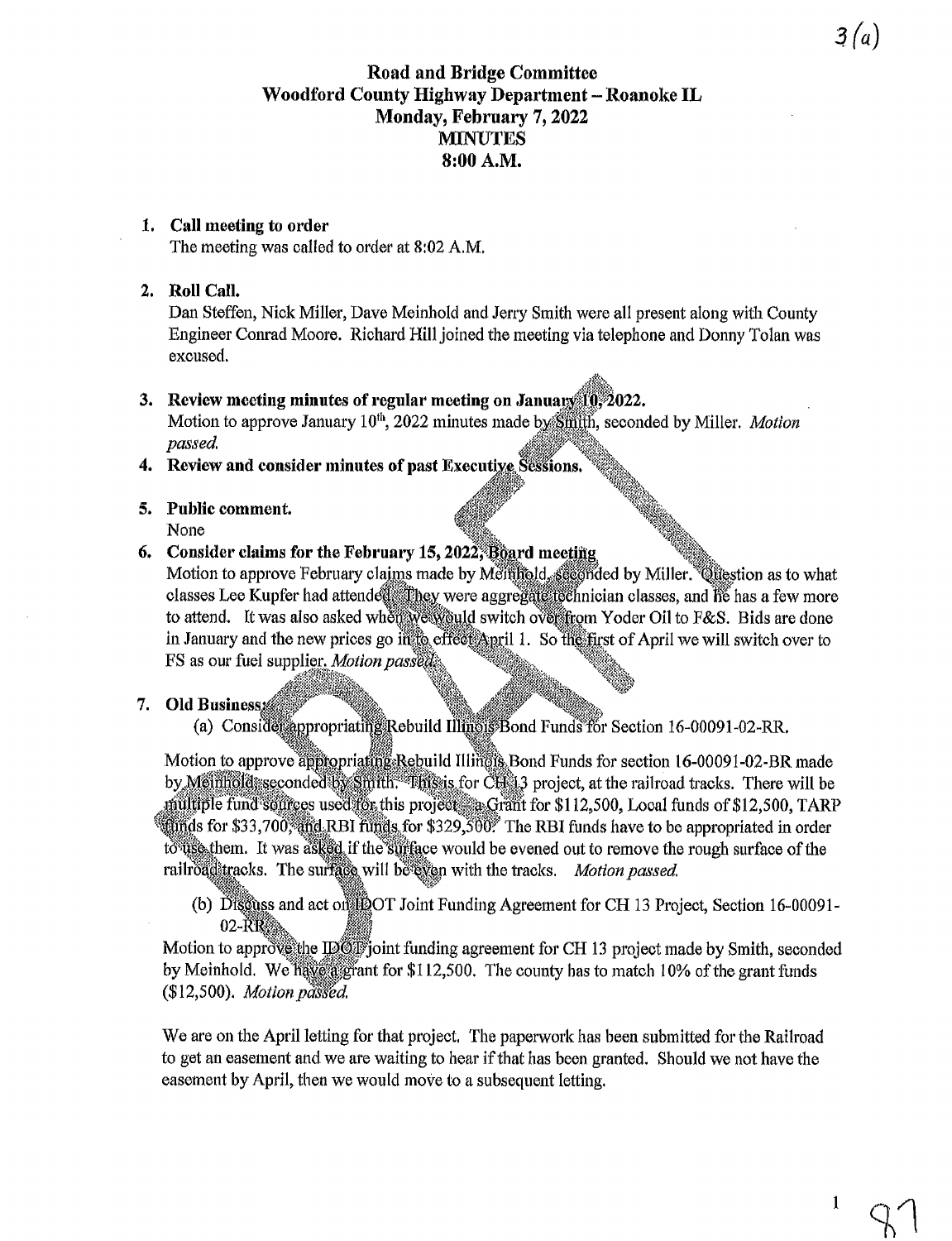3(a)

# Road and Bridge Committee
# Woodford County Highway Department – Roanoke IL
# Monday, February 7, 2022
# MINUTES
# 8:00 A.M.

1. **Call meeting to order**
   The meeting was called to order at 8:02 A.M.

2. **Roll Call.**
   Dan Steffen, Nick Miller, Dave Meinhold and Jerry Smith were all present along with County Engineer Conrad Moore. Richard Hill joined the meeting via telephone and Donny Tolan was excused.

3. **Review meeting minutes of regular meeting on January 10, 2022.**
   Motion to approve January 10th, 2022 minutes made by Smith, seconded by Miller. *Motion passed.*

4. **Review and consider minutes of past Executive Sessions.**

5. **Public comment.**
   None

6. **Consider claims for the February 15, 2022, Board meeting**
   Motion to approve February claims made by Meinhold, seconded by Miller. Question as to what classes Lee Kupfer had attended. They were aggregate technician classes, and he has a few more to attend. It was also asked when we would switch over from Yoder Oil to F&S. Bids are done in January and the new prices go in to effect April 1. So the first of April we will switch over to FS as our fuel supplier. *Motion passed.*

7. **Old Business:**
   (a) Consider appropriating Rebuild Illinois Bond Funds for Section 16-00091-02-RR.

   Motion to approve appropriating Rebuild Illinois Bond Funds for section 16-00091-02-BR made by Meinhold, seconded by Smith. This is for CH 13 project, at the railroad tracks. There will be multiple fund sources used for this project – a Grant for $112,500, Local funds of $12,500, TARP funds for $33,700, and RBI funds for $329,500. The RBI funds have to be appropriated in order to use them. It was asked if the surface would be evened out to remove the rough surface of the railroad tracks. The surface will be even with the tracks. *Motion passed.*

   (b) Discuss and act on IDOT Joint Funding Agreement for CH 13 Project, Section 16-00091-02-RR.

   Motion to approve the IDOT joint funding agreement for CH 13 project made by Smith, seconded by Meinhold. We have a grant for $112,500. The county has to match 10% of the grant funds ($12,500). *Motion passed.*

   We are on the April letting for that project. The paperwork has been submitted for the Railroad to get an easement and we are waiting to hear if that has been granted. Should we not have the easement by April, then we would move to a subsequent letting.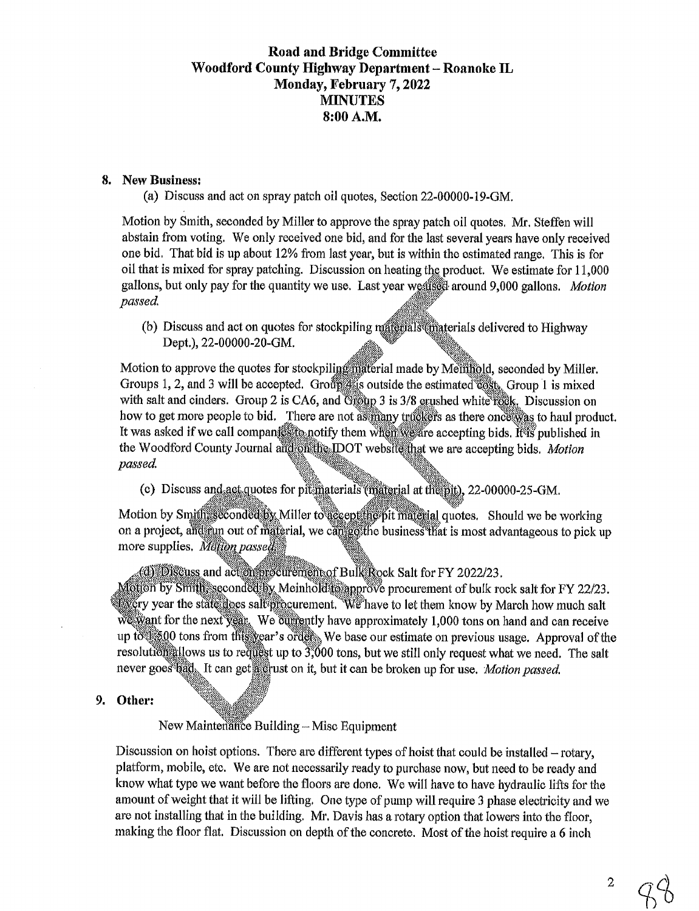**Road and Bridge Committee**
**Woodford County Highway Department – Roanoke IL**
**Monday, February 7, 2022**
**MINUTES**
**8:00 A.M.**

**8. New Business:**

(a) Discuss and act on spray patch oil quotes, Section 22-00000-19-GM.

Motion by Smith, seconded by Miller to approve the spray patch oil quotes. Mr. Steffen will abstain from voting. We only received one bid, and for the last several years have only received one bid. That bid is up about 12% from last year, but is within the estimated range. This is for oil that is mixed for spray patching. Discussion on heating the product. We estimate for 11,000 gallons, but only pay for the quantity we use. Last year we used around 9,000 gallons. *Motion passed.*

(b) Discuss and act on quotes for stockpiling materials (materials delivered to Highway Dept.), 22-00000-20-GM.

Motion to approve the quotes for stockpiling material made by Meinhold, seconded by Miller. Groups 1, 2, and 3 will be accepted. Group 4 is outside the estimated cost. Group 1 is mixed with salt and cinders. Group 2 is CA6, and Group 3 is 3/8 crushed white rock. Discussion on how to get more people to bid. There are not as many truckers as there once was to haul product. It was asked if we call companies to notify them when we are accepting bids. It is published in the Woodford County Journal and on the IDOT website that we are accepting bids. *Motion passed.*

(c) Discuss and act quotes for pit materials (material at the pit), 22-00000-25-GM.

Motion by Smith, seconded by Miller to accept the pit material quotes. Should we be working on a project, and run out of material, we can go the business that is most advantageous to pick up more supplies. *Motion passed.*

(d) Discuss and act on procurement of Bulk Rock Salt for FY 2022/23.

Motion by Smith, seconded by Meinhold to approve procurement of bulk rock salt for FY 22/23. Every year the state does salt procurement. We have to let them know by March how much salt we want for the next year. We currently have approximately 1,000 tons on hand and can receive up to 1,500 tons from this year's order. We base our estimate on previous usage. Approval of the resolution allows us to request up to 3,000 tons, but we still only request what we need. The salt never goes bad. It can get a crust on it, but it can be broken up for use. *Motion passed.*

**9. Other:**

New Maintenance Building – Misc Equipment

Discussion on hoist options. There are different types of hoist that could be installed – rotary, platform, mobile, etc. We are not necessarily ready to purchase now, but need to be ready and know what type we want before the floors are done. We will have to have hydraulic lifts for the amount of weight that it will be lifting. One type of pump will require 3 phase electricity and we are not installing that in the building. Mr. Davis has a rotary option that lowers into the floor, making the floor flat. Discussion on depth of the concrete. Most of the hoist require a 6 inch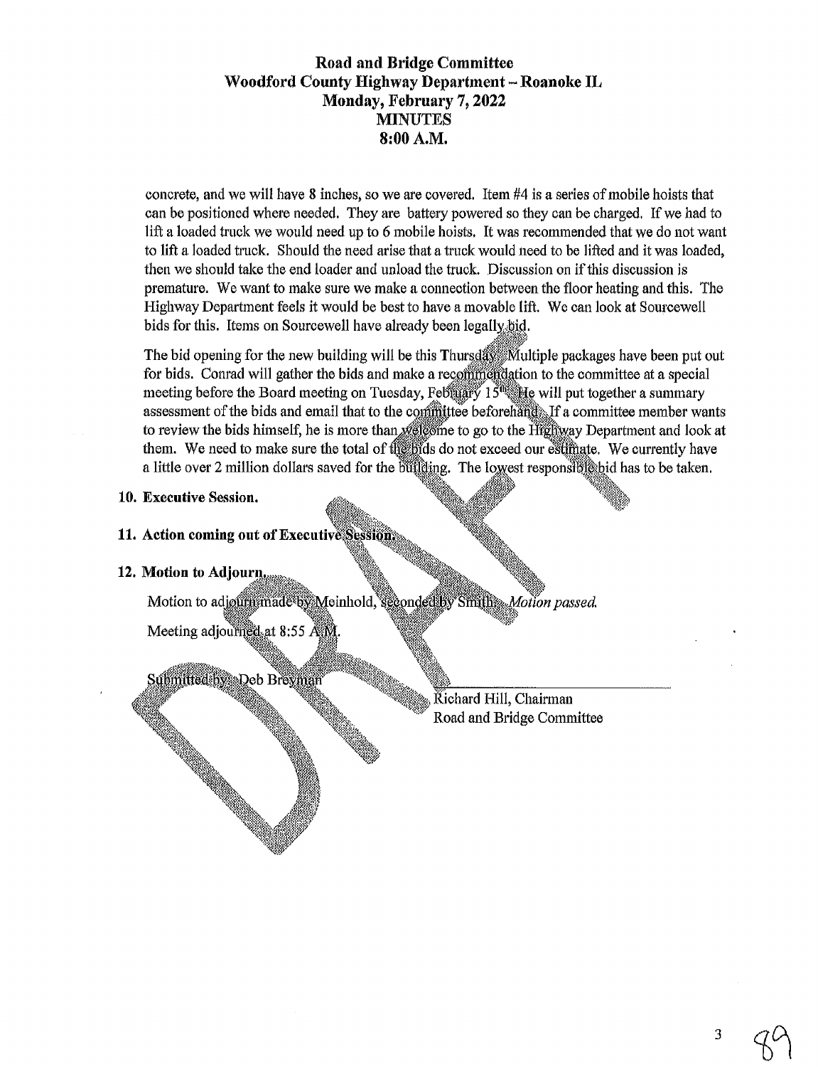**Road and Bridge Committee**
**Woodford County Highway Department – Roanoke IL**
**Monday, February 7, 2022**
**MINUTES**
**8:00 A.M.**

concrete, and we will have 8 inches, so we are covered. Item #4 is a series of mobile hoists that can be positioned where needed. They are battery powered so they can be charged. If we had to lift a loaded truck we would need up to 6 mobile hoists. It was recommended that we do not want to lift a loaded truck. Should the need arise that a truck would need to be lifted and it was loaded, then we should take the end loader and unload the truck. Discussion on if this discussion is premature. We want to make sure we make a connection between the floor heating and this. The Highway Department feels it would be best to have a movable lift. We can look at Sourcewell bids for this. Items on Sourcewell have already been legally bid.

The bid opening for the new building will be this Thursday. Multiple packages have been put out for bids. Conrad will gather the bids and make a recommendation to the committee at a special meeting before the Board meeting on Tuesday, February 15th. He will put together a summary assessment of the bids and email that to the committee beforehand. If a committee member wants to review the bids himself, he is more than welcome to go to the Highway Department and look at them. We need to make sure the total of the bids do not exceed our estimate. We currently have a little over 2 million dollars saved for the building. The lowest responsible bid has to be taken.

**10. Executive Session.**

**11. Action coming out of Executive Session.**

**12. Motion to Adjourn.**

Motion to adjourn made by Meinhold, seconded by Smith. *Motion passed.*

Meeting adjourned at 8:55 A.M.

Submitted by: Deb Breyman

Richard Hill, Chairman
Road and Bridge Committee

DRAFT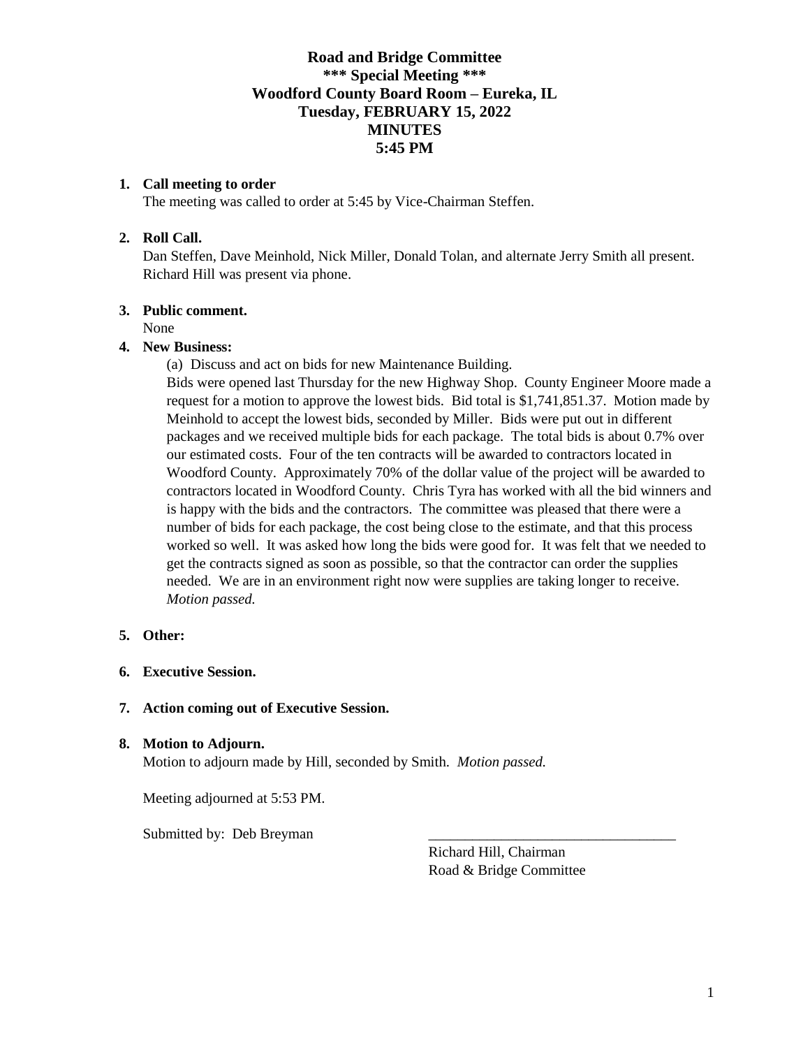**Road and Bridge Committee**
**\*\*\* Special Meeting \*\*\***
**Woodford County Board Room – Eureka, IL**
**Tuesday, FEBRUARY 15, 2022**
**MINUTES**
**5:45 PM**

1. **Call meeting to order**
   The meeting was called to order at 5:45 by Vice-Chairman Steffen.

2. **Roll Call.**
   Dan Steffen, Dave Meinhold, Nick Miller, Donald Tolan, and alternate Jerry Smith all present. Richard Hill was present via phone.

3. **Public comment.**
   None

4. **New Business:**
   (a) Discuss and act on bids for new Maintenance Building.
   Bids were opened last Thursday for the new Highway Shop. County Engineer Moore made a request for a motion to approve the lowest bids. Bid total is $1,741,851.37. Motion made by Meinhold to accept the lowest bids, seconded by Miller. Bids were put out in different packages and we received multiple bids for each package. The total bids is about 0.7% over our estimated costs. Four of the ten contracts will be awarded to contractors located in Woodford County. Approximately 70% of the dollar value of the project will be awarded to contractors located in Woodford County. Chris Tyra has worked with all the bid winners and is happy with the bids and the contractors. The committee was pleased that there were a number of bids for each package, the cost being close to the estimate, and that this process worked so well. It was asked how long the bids were good for. It was felt that we needed to get the contracts signed as soon as possible, so that the contractor can order the supplies needed. We are in an environment right now were supplies are taking longer to receive. *Motion passed.*

5. **Other:**

6. **Executive Session.**

7. **Action coming out of Executive Session.**

8. **Motion to Adjourn.**
   Motion to adjourn made by Hill, seconded by Smith. *Motion passed.*

   Meeting adjourned at 5:53 PM.

   Submitted by: Deb Breyman

   \_\_\_\_\_\_\_\_\_\_\_\_\_\_\_\_\_\_\_\_\_\_\_\_\_\_\_\_\_\_\_\_\_\_
   Richard Hill, Chairman
   Road & Bridge Committee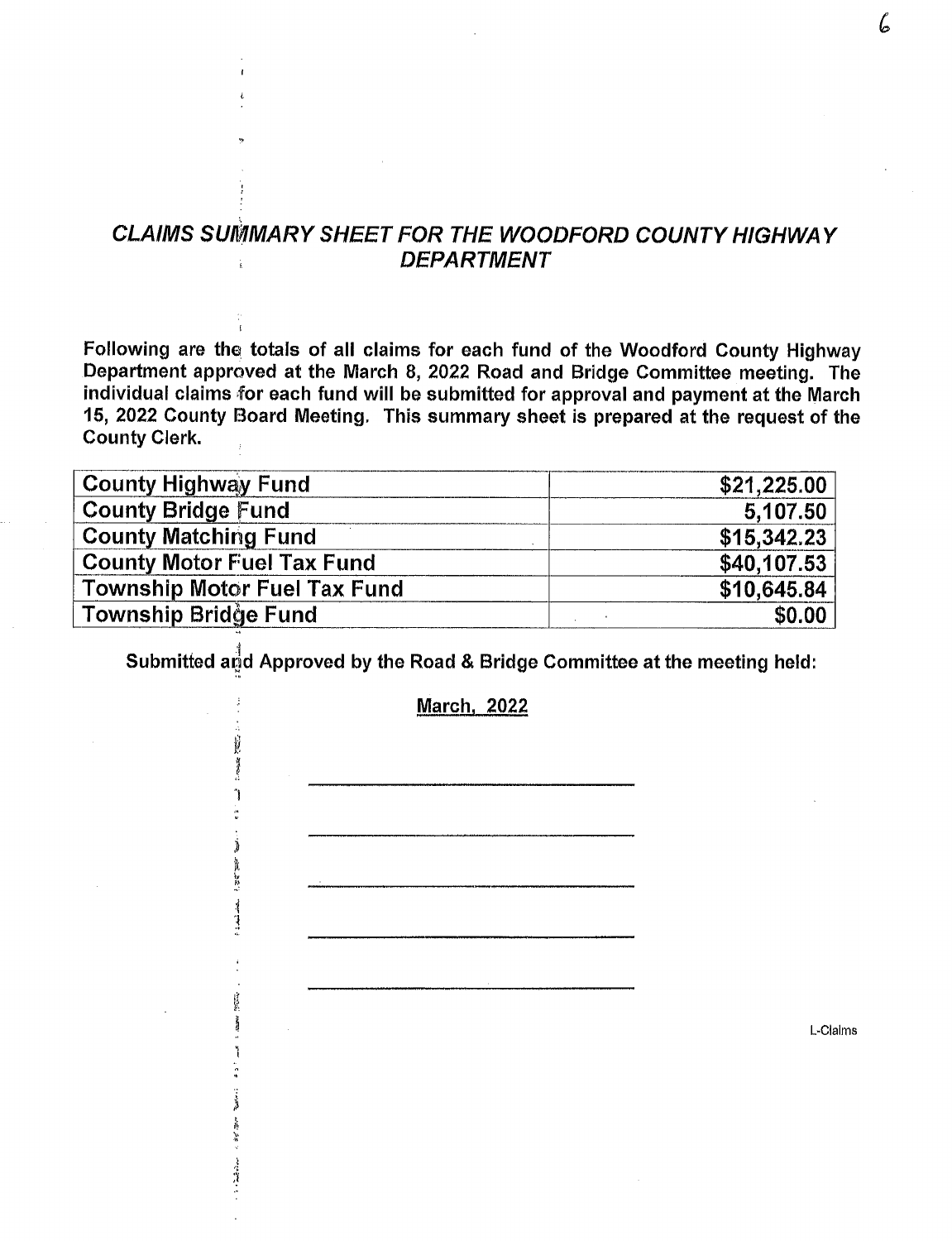## *CLAIMS SUMMARY SHEET FOR THE WOODFORD COUNTY HIGHWAY DEPARTMENT*

**Following are the totals of all claims for each fund of the Woodford County Highway Department approved at the March 8, 2022 Road and Bridge Committee meeting. The individual claims for each fund will be submitted for approval and payment at the March 15, 2022 County Board Meeting. This summary sheet is prepared at the request of the County Clerk.**

| Fund | Amount |
|---|---|
| **County Highway Fund** | **$21,225.00** |
| **County Bridge Fund** | **5,107.50** |
| **County Matching Fund** | **$15,342.23** |
| **County Motor Fuel Tax Fund** | **$40,107.53** |
| **Township Motor Fuel Tax Fund** | **$10,645.84** |
| **Township Bridge Fund** | **$0.00** |

**Submitted and Approved by the Road & Bridge Committee at the meeting held:**

**March, 2022**

\_\_\_\_\_\_\_\_\_\_\_\_\_\_\_\_\_\_\_\_\_\_\_\_\_\_\_\_\_\_

\_\_\_\_\_\_\_\_\_\_\_\_\_\_\_\_\_\_\_\_\_\_\_\_\_\_\_\_\_\_

\_\_\_\_\_\_\_\_\_\_\_\_\_\_\_\_\_\_\_\_\_\_\_\_\_\_\_\_\_\_

\_\_\_\_\_\_\_\_\_\_\_\_\_\_\_\_\_\_\_\_\_\_\_\_\_\_\_\_\_\_

\_\_\_\_\_\_\_\_\_\_\_\_\_\_\_\_\_\_\_\_\_\_\_\_\_\_\_\_\_\_

L-Claims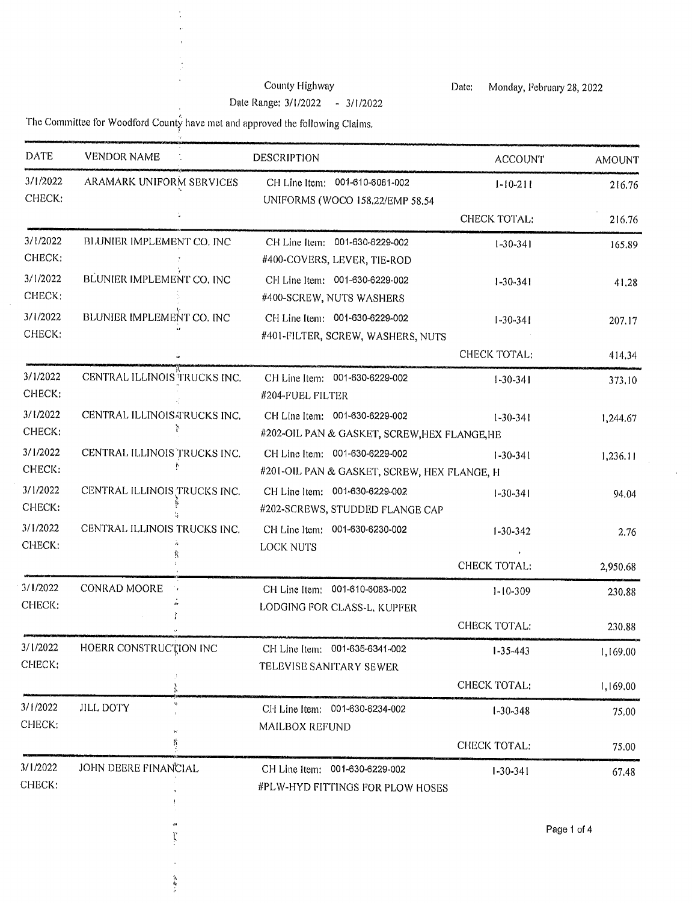County Highway

Date Range: 3/1/2022 - 3/1/2022

Date: Monday, February 28, 2022

The Committee for Woodford County have met and approved the following Claims.

| DATE | VENDOR NAME | DESCRIPTION | ACCOUNT | AMOUNT |
|---|---|---|---|---|
| 3/1/2022<br>CHECK: | ARAMARK UNIFORM SERVICES | CH Line Item: 001-610-6081-002<br>UNIFORMS (WOCO 158.22/EMP 58.54 | 1-10-211 | 216.76 |
| | | | CHECK TOTAL: | 216.76 |
| 3/1/2022<br>CHECK: | BLUNIER IMPLEMENT CO. INC | CH Line Item: 001-630-6229-002<br>#400-COVERS, LEVER, TIE-ROD | 1-30-341 | 165.89 |
| 3/1/2022<br>CHECK: | BLUNIER IMPLEMENT CO. INC | CH Line Item: 001-630-6229-002<br>#400-SCREW, NUTS WASHERS | 1-30-341 | 41.28 |
| 3/1/2022<br>CHECK: | BLUNIER IMPLEMENT CO. INC | CH Line Item: 001-630-6229-002<br>#401-FILTER, SCREW, WASHERS, NUTS | 1-30-341 | 207.17 |
| | | | CHECK TOTAL: | 414.34 |
| 3/1/2022<br>CHECK: | CENTRAL ILLINOIS TRUCKS INC. | CH Line Item: 001-630-6229-002<br>#204-FUEL FILTER | 1-30-341 | 373.10 |
| 3/1/2022<br>CHECK: | CENTRAL ILLINOIS TRUCKS INC. | CH Line Item: 001-630-6229-002<br>#202-OIL PAN & GASKET, SCREW,HEX FLANGE,HE | 1-30-341 | 1,244.67 |
| 3/1/2022<br>CHECK: | CENTRAL ILLINOIS TRUCKS INC. | CH Line Item: 001-630-6229-002<br>#201-OIL PAN & GASKET, SCREW, HEX FLANGE, H | 1-30-341 | 1,236.11 |
| 3/1/2022<br>CHECK: | CENTRAL ILLINOIS TRUCKS INC. | CH Line Item: 001-630-6229-002<br>#202-SCREWS, STUDDED FLANGE CAP | 1-30-341 | 94.04 |
| 3/1/2022<br>CHECK: | CENTRAL ILLINOIS TRUCKS INC. | CH Line Item: 001-630-6230-002<br>LOCK NUTS | 1-30-342 | 2.76 |
| | | | CHECK TOTAL: | 2,950.68 |
| 3/1/2022<br>CHECK: | CONRAD MOORE | CH Line Item: 001-610-6083-002<br>LODGING FOR CLASS-L. KUPFER | 1-10-309 | 230.88 |
| | | | CHECK TOTAL: | 230.88 |
| 3/1/2022<br>CHECK: | HOERR CONSTRUCTION INC | CH Line Item: 001-635-6341-002<br>TELEVISE SANITARY SEWER | 1-35-443 | 1,169.00 |
| | | | CHECK TOTAL: | 1,169.00 |
| 3/1/2022<br>CHECK: | JILL DOTY | CH Line Item: 001-630-6234-002<br>MAILBOX REFUND | 1-30-348 | 75.00 |
| | | | CHECK TOTAL: | 75.00 |
| 3/1/2022<br>CHECK: | JOHN DEERE FINANCIAL | CH Line Item: 001-630-6229-002<br>#PLW-HYD FITTINGS FOR PLOW HOSES | 1-30-341 | 67.48 |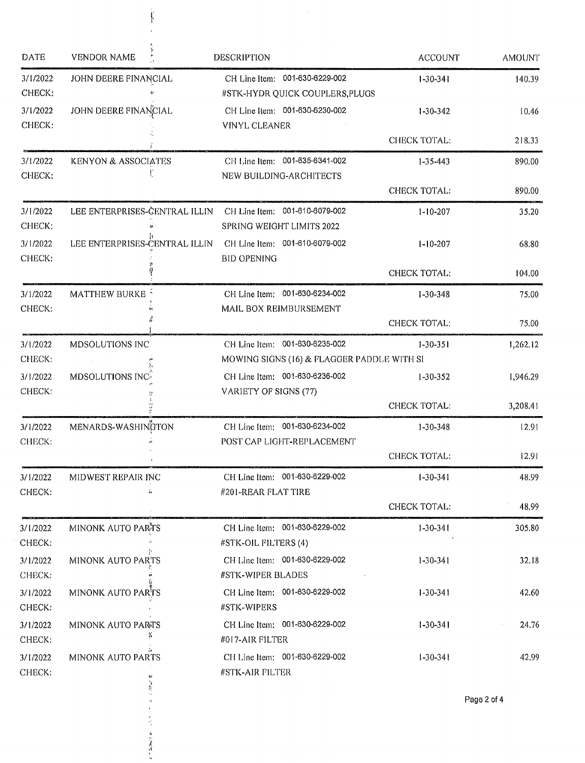| DATE | VENDOR NAME | DESCRIPTION | ACCOUNT | AMOUNT |
|---|---|---|---|---|
| 3/1/2022 | JOHN DEERE FINANCIAL | CH Line Item: 001-630-6229-002 | 1-30-341 | 140.39 |
| CHECK: | | #STK-HYDR QUICK COUPLERS,PLUGS | | |
| 3/1/2022 | JOHN DEERE FINANCIAL | CH Line Item: 001-630-6230-002 | 1-30-342 | 10.46 |
| CHECK: | | VINYL CLEANER | | |
| | | | CHECK TOTAL: | 218.33 |
| 3/1/2022 | KENYON & ASSOCIATES | CH Line Item: 001-635-6341-002 | 1-35-443 | 890.00 |
| CHECK: | | NEW BUILDING-ARCHITECTS | | |
| | | | CHECK TOTAL: | 890.00 |
| 3/1/2022 | LEE ENTERPRISES-CENTRAL ILLIN | CH Line Item: 001-610-6079-002 | 1-10-207 | 35.20 |
| CHECK: | | SPRING WEIGHT LIMITS 2022 | | |
| 3/1/2022 | LEE ENTERPRISES-CENTRAL ILLIN | CH Line Item: 001-610-6079-002 | 1-10-207 | 68.80 |
| CHECK: | | BID OPENING | | |
| | | | CHECK TOTAL: | 104.00 |
| 3/1/2022 | MATTHEW BURKE | CH Line Item: 001-630-6234-002 | 1-30-348 | 75.00 |
| CHECK: | | MAIL BOX REIMBURSEMENT | | |
| | | | CHECK TOTAL: | 75.00 |
| 3/1/2022 | MDSOLUTIONS INC | CH Line Item: 001-630-6235-002 | 1-30-351 | 1,262.12 |
| CHECK: | | MOWING SIGNS (16) & FLAGGER PADDLE WITH SI | | |
| 3/1/2022 | MDSOLUTIONS INC | CH Line Item: 001-630-6236-002 | 1-30-352 | 1,946.29 |
| CHECK: | | VARIETY OF SIGNS (77) | | |
| | | | CHECK TOTAL: | 3,208.41 |
| 3/1/2022 | MENARDS-WASHINGTON | CH Line Item: 001-630-6234-002 | 1-30-348 | 12.91 |
| CHECK: | | POST CAP LIGHT-REPLACEMENT | | |
| | | | CHECK TOTAL: | 12.91 |
| 3/1/2022 | MIDWEST REPAIR INC | CH Line Item: 001-630-6229-002 | 1-30-341 | 48.99 |
| CHECK: | | #201-REAR FLAT TIRE | | |
| | | | CHECK TOTAL: | 48.99 |
| 3/1/2022 | MINONK AUTO PARTS | CH Line Item: 001-630-6229-002 | 1-30-341 | 305.80 |
| CHECK: | | #STK-OIL FILTERS (4) | | |
| 3/1/2022 | MINONK AUTO PARTS | CH Line Item: 001-630-6229-002 | 1-30-341 | 32.18 |
| CHECK: | | #STK-WIPER BLADES | | |
| 3/1/2022 | MINONK AUTO PARTS | CH Line Item: 001-630-6229-002 | 1-30-341 | 42.60 |
| CHECK: | | #STK-WIPERS | | |
| 3/1/2022 | MINONK AUTO PARTS | CH Line Item: 001-630-6229-002 | 1-30-341 | 24.76 |
| CHECK: | | #017-AIR FILTER | | |
| 3/1/2022 | MINONK AUTO PARTS | CH Line Item: 001-630-6229-002 | 1-30-341 | 42.99 |
| CHECK: | | #STK-AIR FILTER | | |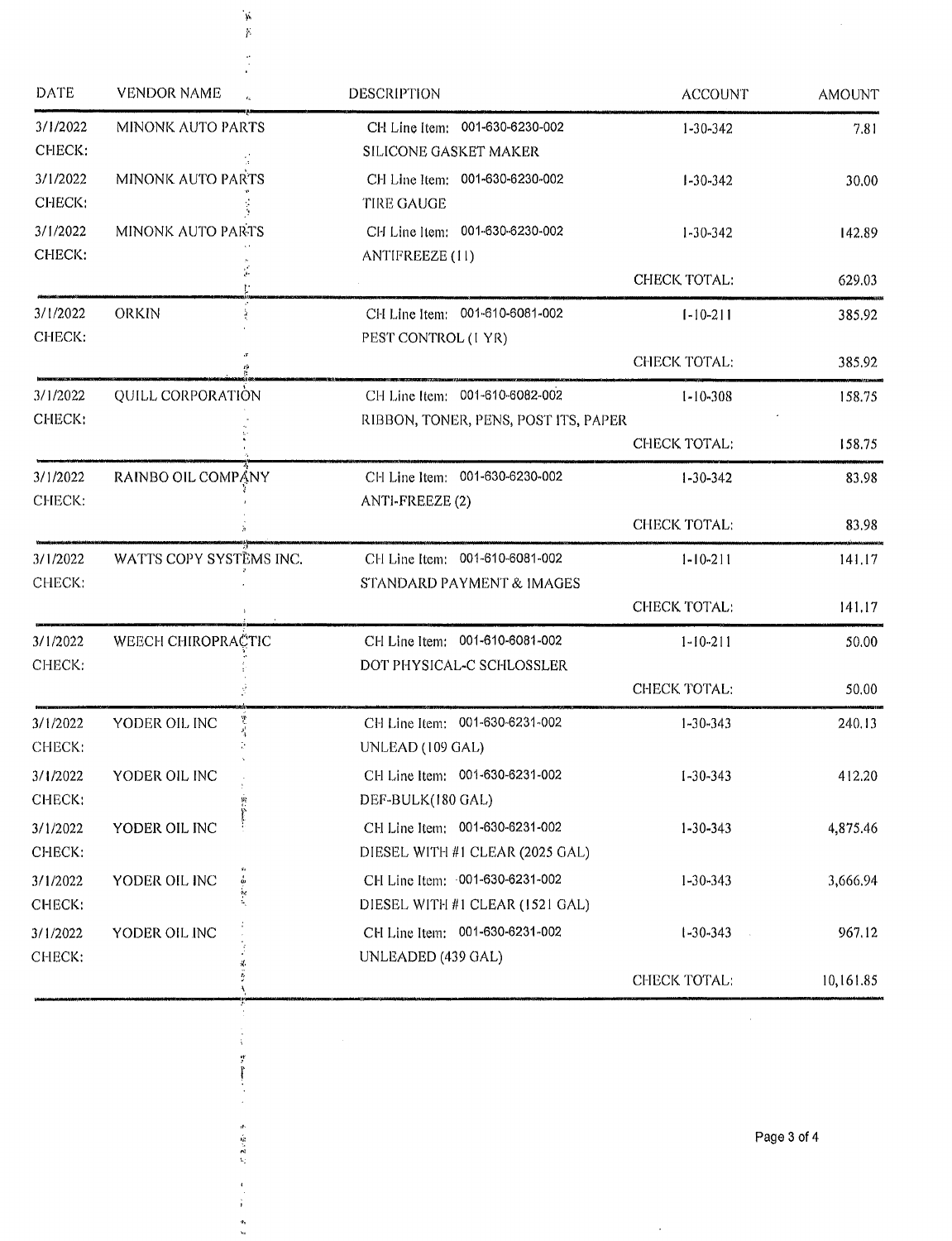| DATE | VENDOR NAME | DESCRIPTION | ACCOUNT | AMOUNT |
|---|---|---|---|---|
| 3/1/2022 | MINONK AUTO PARTS | CH Line Item: 001-630-6230-002 | 1-30-342 | 7.81 |
| CHECK: | | SILICONE GASKET MAKER | | |
| 3/1/2022 | MINONK AUTO PARTS | CH Line Item: 001-630-6230-002 | 1-30-342 | 30.00 |
| CHECK: | | TIRE GAUGE | | |
| 3/1/2022 | MINONK AUTO PARTS | CH Line Item: 001-630-6230-002 | 1-30-342 | 142.89 |
| CHECK: | | ANTIFREEZE (11) | | |
| | | | CHECK TOTAL: | 629.03 |
| 3/1/2022 | ORKIN | CH Line Item: 001-610-6081-002 | 1-10-211 | 385.92 |
| CHECK: | | PEST CONTROL (1 YR) | | |
| | | | CHECK TOTAL: | 385.92 |
| 3/1/2022 | QUILL CORPORATION | CH Line Item: 001-610-6082-002 | 1-10-308 | 158.75 |
| CHECK: | | RIBBON, TONER, PENS, POST ITS, PAPER | | |
| | | | CHECK TOTAL: | 158.75 |
| 3/1/2022 | RAINBO OIL COMPANY | CH Line Item: 001-630-6230-002 | 1-30-342 | 83.98 |
| CHECK: | | ANTI-FREEZE (2) | | |
| | | | CHECK TOTAL: | 83.98 |
| 3/1/2022 | WATTS COPY SYSTEMS INC. | CH Line Item: 001-610-6081-002 | 1-10-211 | 141.17 |
| CHECK: | | STANDARD PAYMENT & IMAGES | | |
| | | | CHECK TOTAL: | 141.17 |
| 3/1/2022 | WEECH CHIROPRACTIC | CH Line Item: 001-610-6081-002 | 1-10-211 | 50.00 |
| CHECK: | | DOT PHYSICAL-C SCHLOSSLER | | |
| | | | CHECK TOTAL: | 50.00 |
| 3/1/2022 | YODER OIL INC | CH Line Item: 001-630-6231-002 | 1-30-343 | 240.13 |
| CHECK: | | UNLEAD (109 GAL) | | |
| 3/1/2022 | YODER OIL INC | CH Line Item: 001-630-6231-002 | 1-30-343 | 412.20 |
| CHECK: | | DEF-BULK(180 GAL) | | |
| 3/1/2022 | YODER OIL INC | CH Line Item: 001-630-6231-002 | 1-30-343 | 4,875.46 |
| CHECK: | | DIESEL WITH #1 CLEAR (2025 GAL) | | |
| 3/1/2022 | YODER OIL INC | CH Line Item: 001-630-6231-002 | 1-30-343 | 3,666.94 |
| CHECK: | | DIESEL WITH #1 CLEAR (1521 GAL) | | |
| 3/1/2022 | YODER OIL INC | CH Line Item: 001-630-6231-002 | 1-30-343 | 967.12 |
| CHECK: | | UNLEADED (439 GAL) | | |
| | | | CHECK TOTAL: | 10,161.85 |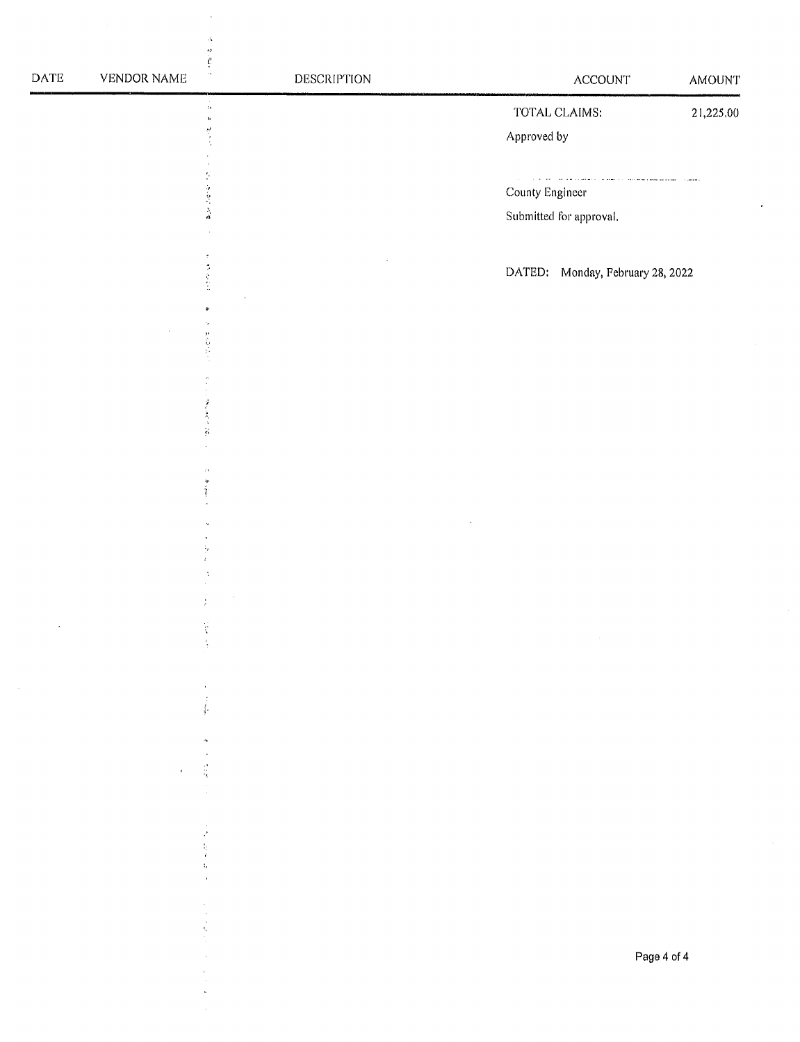| DATE | VENDOR NAME | DESCRIPTION | ACCOUNT | AMOUNT |
|---|---|---|---|---|
| | | | TOTAL CLAIMS: | 21,225.00 |

Approved by

County Engineer

Submitted for approval.

DATED: Monday, February 28, 2022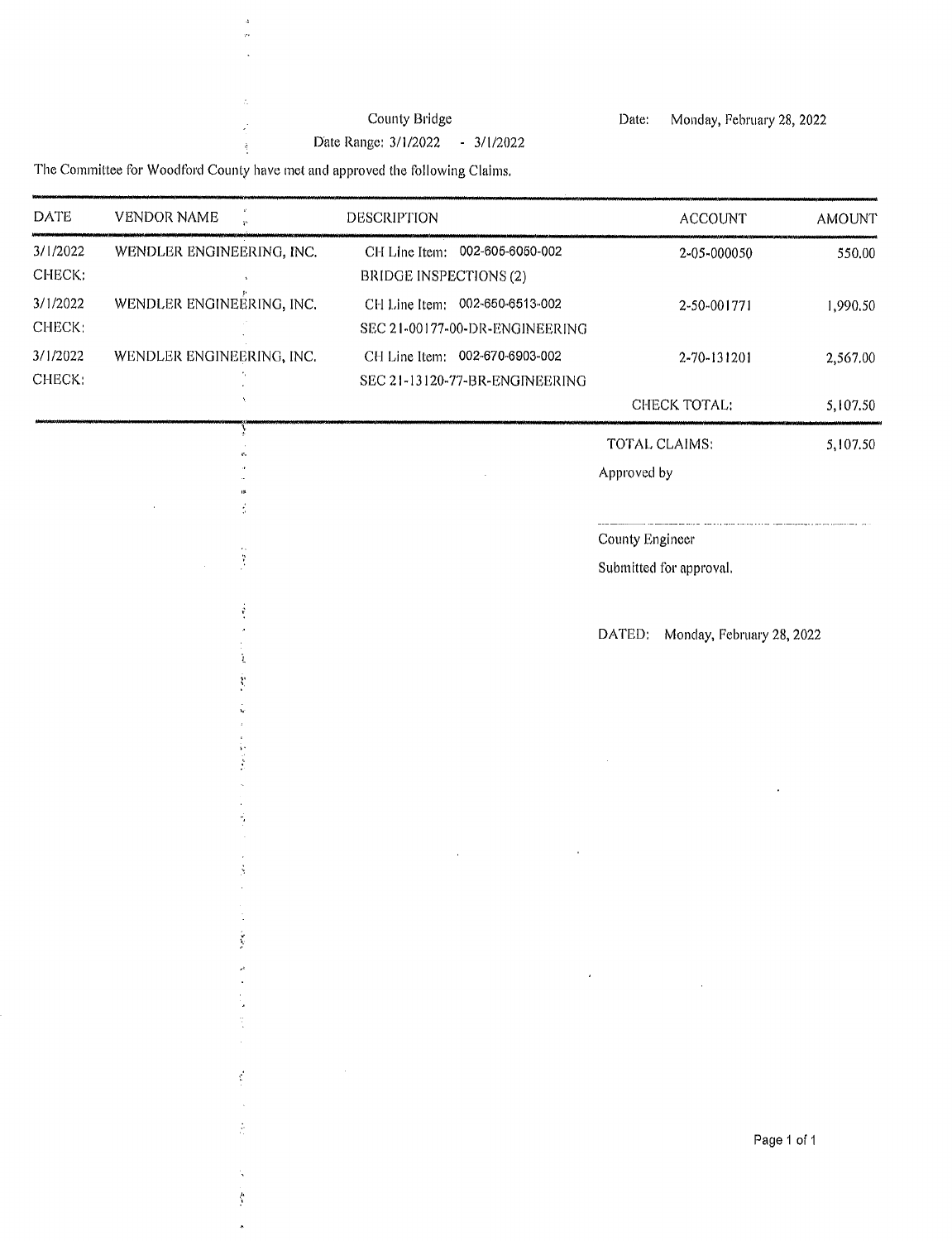County Bridge

Date Range: 3/1/2022 - 3/1/2022

Date: Monday, February 28, 2022

The Committee for Woodford County have met and approved the following Claims.

| DATE | VENDOR NAME | DESCRIPTION | ACCOUNT | AMOUNT |
|---|---|---|---|---|
| 3/1/2022 CHECK: | WENDLER ENGINEERING, INC. | CH Line Item: 002-605-6050-002 BRIDGE INSPECTIONS (2) | 2-05-000050 | 550.00 |
| 3/1/2022 CHECK: | WENDLER ENGINEERING, INC. | CH Line Item: 002-650-6513-002 SEC 21-00177-00-DR-ENGINEERING | 2-50-001771 | 1,990.50 |
| 3/1/2022 CHECK: | WENDLER ENGINEERING, INC. | CH Line Item: 002-670-6903-002 SEC 21-13120-77-BR-ENGINEERING | 2-70-131201 | 2,567.00 |
| | | | CHECK TOTAL: | 5,107.50 |

TOTAL CLAIMS: 5,107.50

Approved by

County Engineer

Submitted for approval.

DATED: Monday, February 28, 2022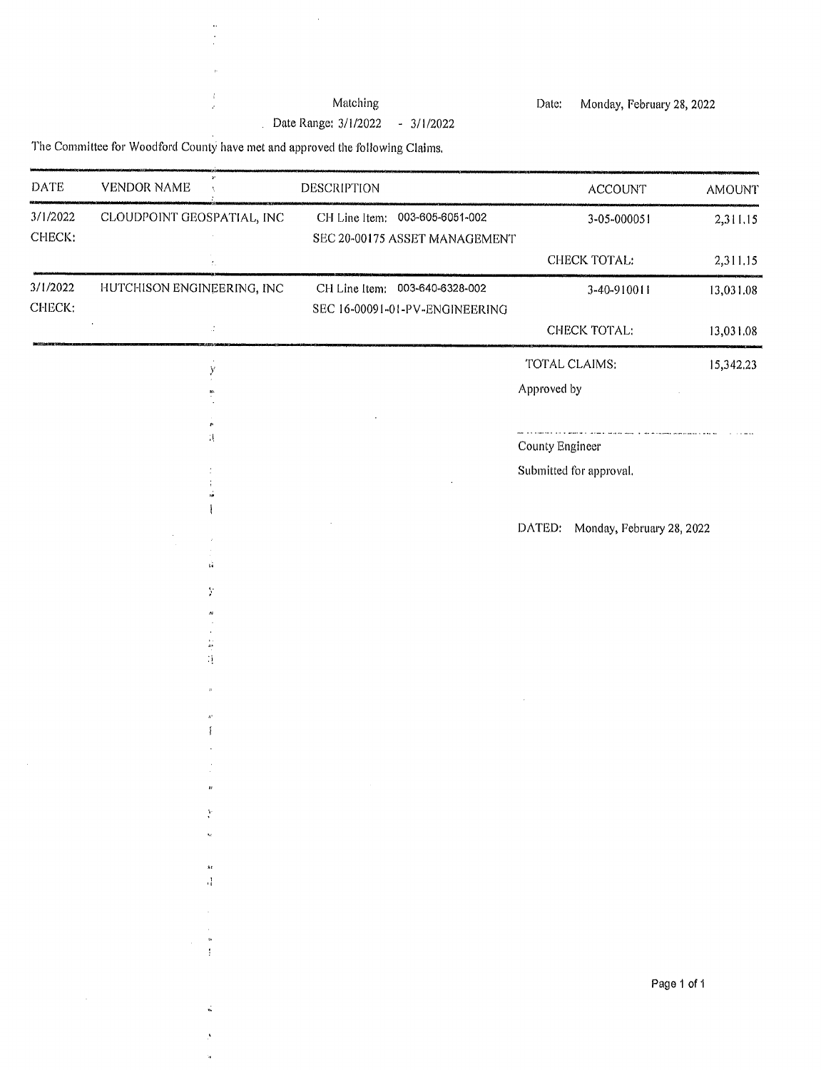Matching

Date Range: 3/1/2022 - 3/1/2022

Date: Monday, February 28, 2022

The Committee for Woodford County have met and approved the following Claims.

| DATE | VENDOR NAME | DESCRIPTION | ACCOUNT | AMOUNT |
|---|---|---|---|---|
| 3/1/2022 | CLOUDPOINT GEOSPATIAL, INC | CH Line Item: 003-605-6051-002 | 3-05-000051 | 2,311.15 |
| CHECK: | | SEC 20-00175 ASSET MANAGEMENT | | |
| | | | CHECK TOTAL: | 2,311.15 |
| 3/1/2022 | HUTCHISON ENGINEERING, INC | CH Line Item: 003-640-6328-002 | 3-40-910011 | 13,031.08 |
| CHECK: | | SEC 16-00091-01-PV-ENGINEERING | | |
| | | | CHECK TOTAL: | 13,031.08 |
| | | | TOTAL CLAIMS: | 15,342.23 |

Approved by

County Engineer

Submitted for approval.

DATED: Monday, February 28, 2022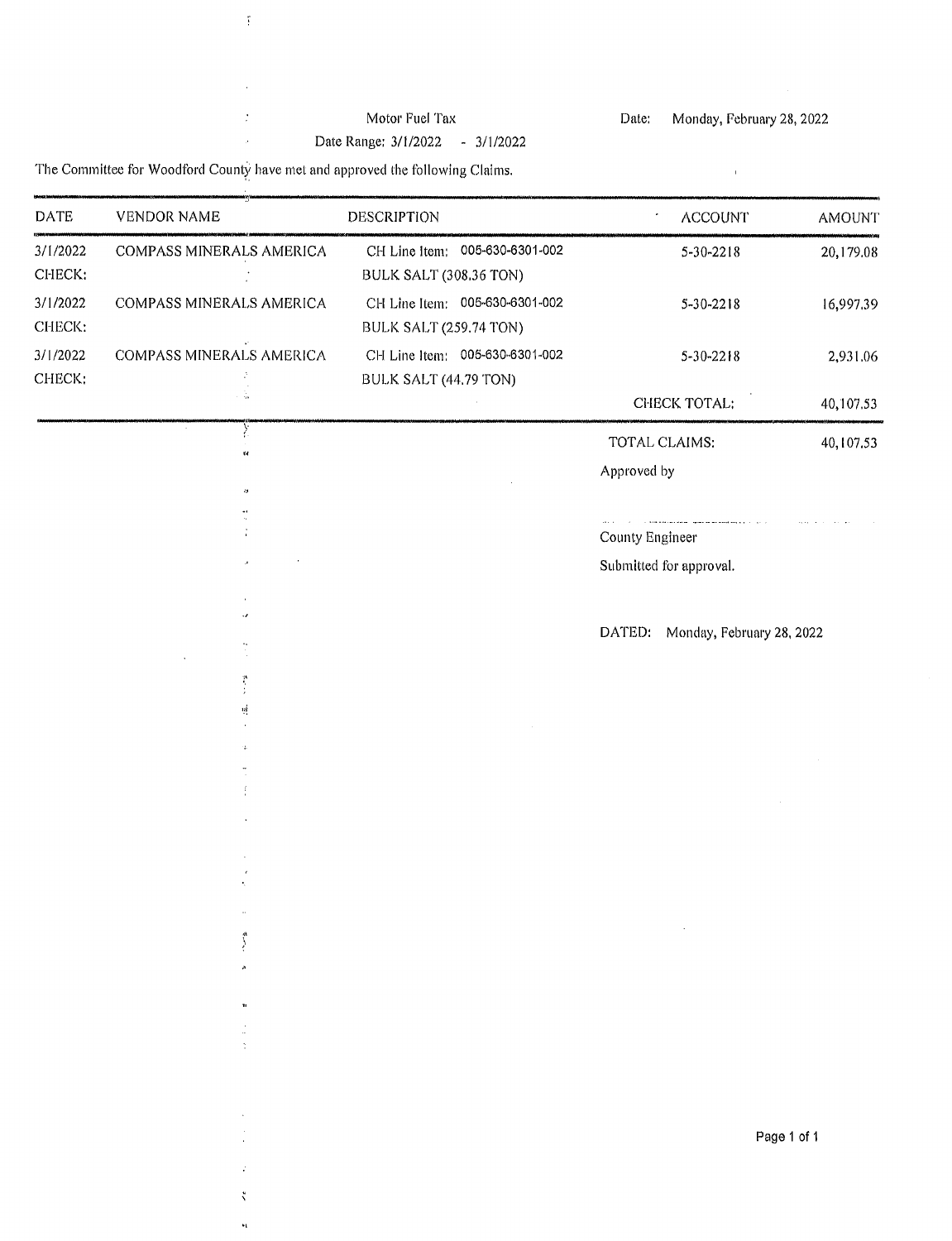Motor Fuel Tax

Date Range: 3/1/2022 - 3/1/2022

Date: Monday, February 28, 2022

The Committee for Woodford County have met and approved the following Claims.

| DATE | VENDOR NAME | DESCRIPTION | ACCOUNT | AMOUNT |
|---|---|---|---|---|
| 3/1/2022<br>CHECK: | COMPASS MINERALS AMERICA | CH Line Item: 005-630-6301-002<br>BULK SALT (308.36 TON) | 5-30-2218 | 20,179.08 |
| 3/1/2022<br>CHECK: | COMPASS MINERALS AMERICA | CH Line Item: 005-630-6301-002<br>BULK SALT (259.74 TON) | 5-30-2218 | 16,997.39 |
| 3/1/2022<br>CHECK: | COMPASS MINERALS AMERICA | CH Line Item: 005-630-6301-002<br>BULK SALT (44.79 TON) | 5-30-2218 | 2,931.06 |
| | | | CHECK TOTAL: | 40,107.53 |

TOTAL CLAIMS: 40,107.53

Approved by

County Engineer

Submitted for approval.

DATED: Monday, February 28, 2022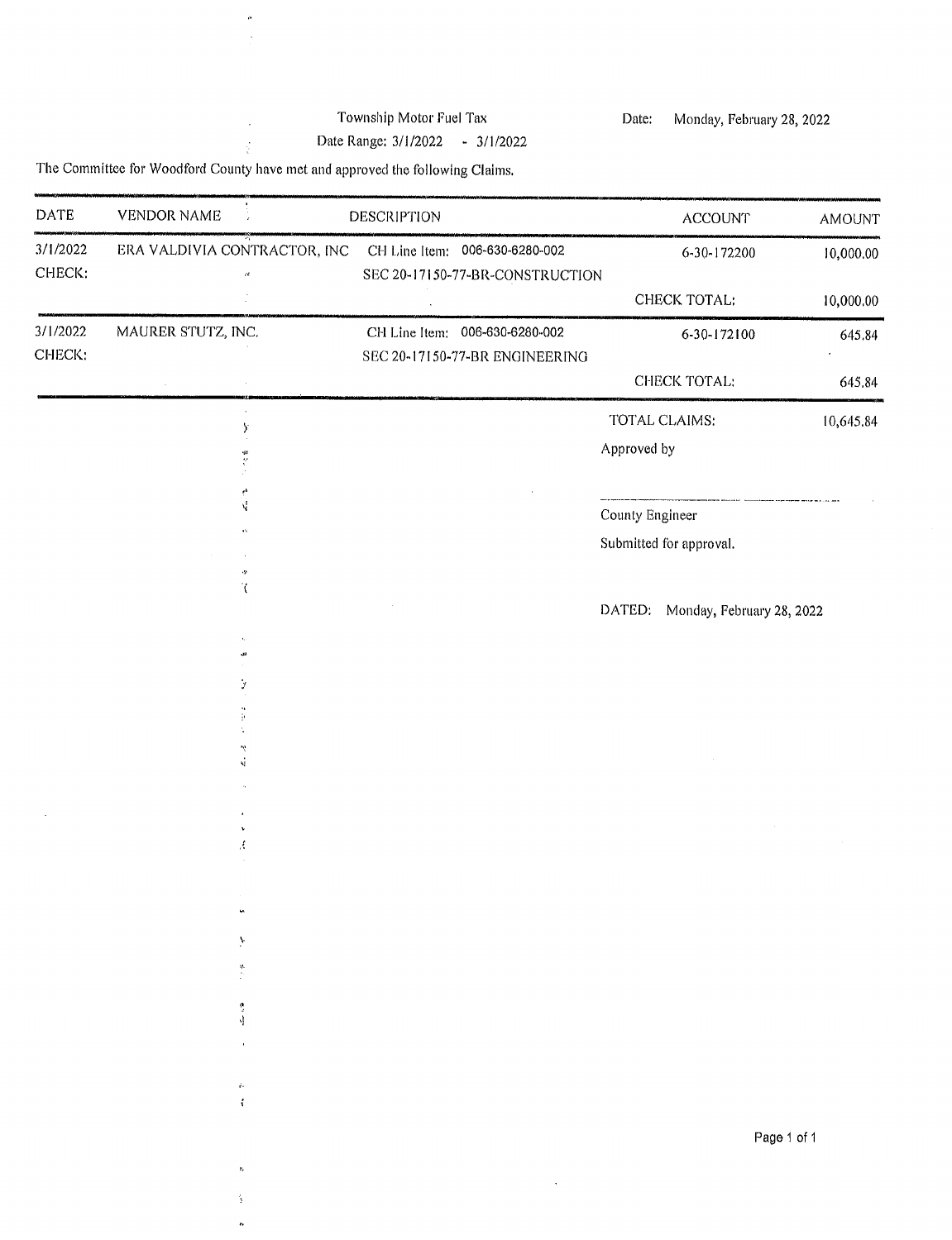Township Motor Fuel Tax

Date Range: 3/1/2022 - 3/1/2022

Date: Monday, February 28, 2022

The Committee for Woodford County have met and approved the following Claims.

| DATE | VENDOR NAME | DESCRIPTION | ACCOUNT | AMOUNT |
|---|---|---|---|---|
| 3/1/2022 | ERA VALDIVIA CONTRACTOR, INC | CH Line Item: 006-630-6280-002 | 6-30-172200 | 10,000.00 |
| CHECK: | | SEC 20-17150-77-BR-CONSTRUCTION | | |
| | | | CHECK TOTAL: | 10,000.00 |
| 3/1/2022 | MAURER STUTZ, INC. | CH Line Item: 006-630-6280-002 | 6-30-172100 | 645.84 |
| CHECK: | | SEC 20-17150-77-BR ENGINEERING | | |
| | | | CHECK TOTAL: | 645.84 |
| | | | TOTAL CLAIMS: | 10,645.84 |

Approved by

______________________________

County Engineer

Submitted for approval.

DATED: Monday, February 28, 2022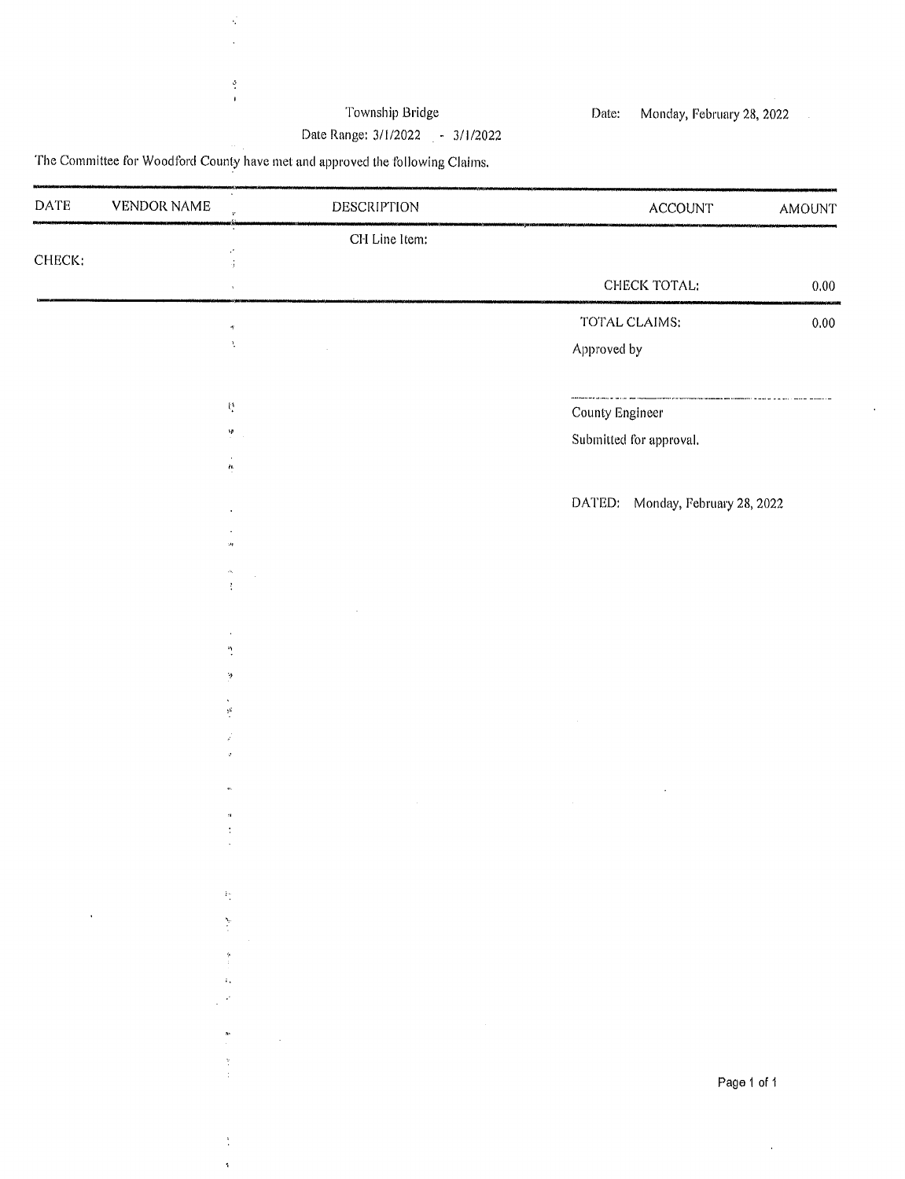Township Bridge

Date Range: 3/1/2022 - 3/1/2022

Date: Monday, February 28, 2022

The Committee for Woodford County have met and approved the following Claims.

| DATE | VENDOR NAME | DESCRIPTION | ACCOUNT | AMOUNT |
|---|---|---|---|---|
| | | CH Line Item: | | |
| CHECK: | | | | |
| | | | CHECK TOTAL: | 0.00 |
| | | | TOTAL CLAIMS: | 0.00 |

Approved by

County Engineer

Submitted for approval.

DATED: Monday, February 28, 2022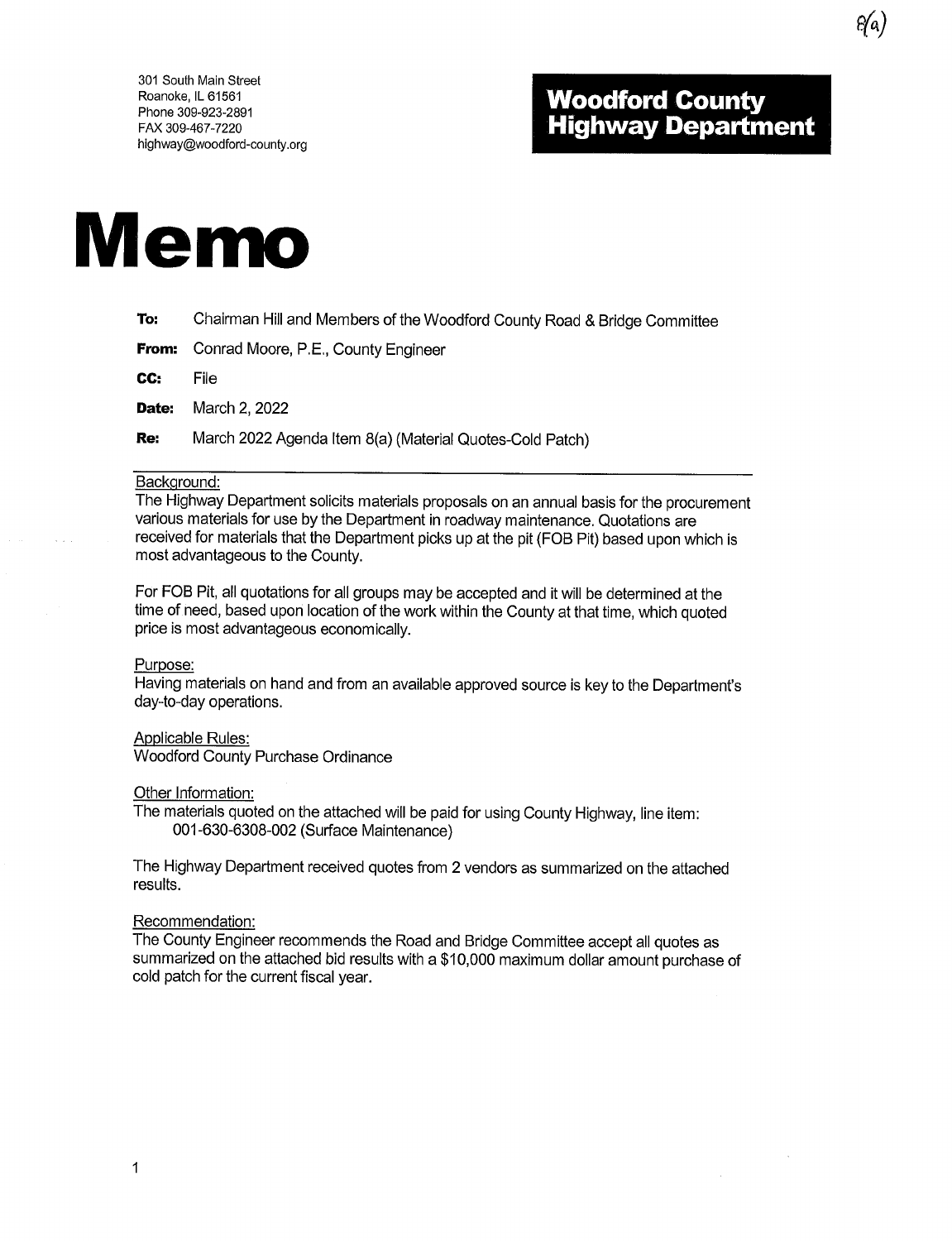8(a)

301 South Main Street
Roanoke, IL 61561
Phone 309-923-2891
FAX 309-467-7220
highway@woodford-county.org

**Woodford County Highway Department**

# Memo

**To:** Chairman Hill and Members of the Woodford County Road & Bridge Committee

**From:** Conrad Moore, P.E., County Engineer

**CC:** File

**Date:** March 2, 2022

**Re:** March 2022 Agenda Item 8(a) (Material Quotes-Cold Patch)

---

Background:
The Highway Department solicits materials proposals on an annual basis for the procurement various materials for use by the Department in roadway maintenance. Quotations are received for materials that the Department picks up at the pit (FOB Pit) based upon which is most advantageous to the County.

For FOB Pit, all quotations for all groups may be accepted and it will be determined at the time of need, based upon location of the work within the County at that time, which quoted price is most advantageous economically.

Purpose:
Having materials on hand and from an available approved source is key to the Department's day-to-day operations.

Applicable Rules:
Woodford County Purchase Ordinance

Other Information:
The materials quoted on the attached will be paid for using County Highway, line item:
001-630-6308-002 (Surface Maintenance)

The Highway Department received quotes from 2 vendors as summarized on the attached results.

Recommendation:
The County Engineer recommends the Road and Bridge Committee accept all quotes as summarized on the attached bid results with a $10,000 maximum dollar amount purchase of cold patch for the current fiscal year.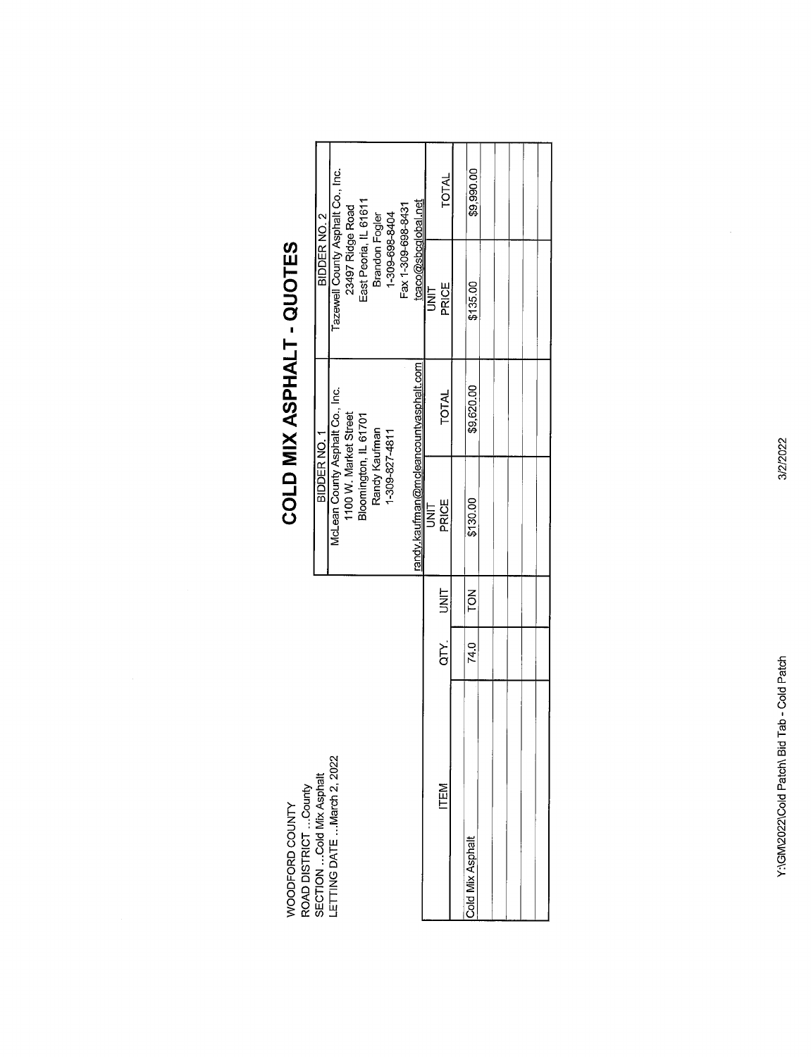# COLD MIX ASPHALT - QUOTES

WOODFORD COUNTY
ROAD DISTRICT ...County
SECTION ...Cold Mix Asphalt
LETTING DATE ...March 2, 2022

| | | | BIDDER NO. 1 | | BIDDER NO. 2 | |
|---|---|---|---|---|---|---|
| | | | McLean County Asphalt Co., Inc.<br>1100 W. Market Street<br>Bloomington, IL 61701<br>Randy Kaufman<br>1-309-827-4811<br>randy.kaufman@mcleancountyasphalt.com | | Tazewell County Asphalt Co., Inc.<br>23497 Ridge Road<br>East Peoria, IL 61611<br>Brandon Fogler<br>1-309-698-8404<br>Fax 1-309-698-8431<br>tcaco@sbcglobal.net | |
| ITEM | QTY. | UNIT | UNIT PRICE | TOTAL | UNIT PRICE | TOTAL |
| Cold Mix Asphalt | 74.0 | TON | $130.00 | $9,620.00 | $135.00 | $9,990.00 |

Y:\GM\2022\Cold Patch\ Bid Tab - Cold Patch

3/2/2022